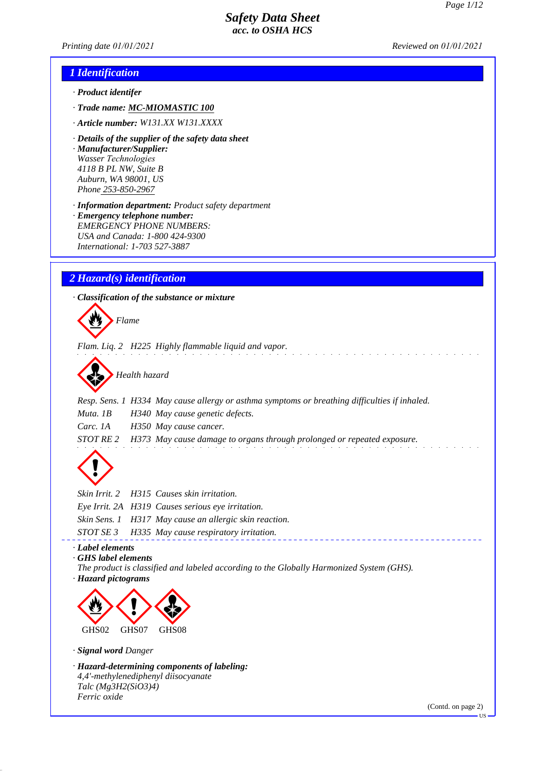# Safety Data Sheet
### acc. to OSHA HCS

*Printing date 01/01/2021* *Reviewed on 01/01/2021*

## 1 Identification

- · **Product identifer**
- · **Trade name:** MC-MIOMASTIC 100
- · **Article number:** W131.XX W131.XXXX
- · **Details of the supplier of the safety data sheet**
- · **Manufacturer/Supplier:**
  Wasser Technologies
  4118 B PL NW, Suite B
  Auburn, WA 98001, US
  Phone 253-850-2967
- · **Information department:** Product safety department
- · **Emergency telephone number:**
  EMERGENCY PHONE NUMBERS:
  USA and Canada: 1-800 424-9300
  International: 1-703 527-3887

## 2 Hazard(s) identification

- · **Classification of the substance or mixture**

Flame

| | | |
|---|---|---|
| Flam. Liq. 2 | H225 | Highly flammable liquid and vapor. |

Health hazard

| | | |
|---|---|---|
| Resp. Sens. 1 | H334 | May cause allergy or asthma symptoms or breathing difficulties if inhaled. |
| Muta. 1B | H340 | May cause genetic defects. |
| Carc. 1A | H350 | May cause cancer. |
| STOT RE 2 | H373 | May cause damage to organs through prolonged or repeated exposure. |

| | | |
|---|---|---|
| Skin Irrit. 2 | H315 | Causes skin irritation. |
| Eye Irrit. 2A | H319 | Causes serious eye irritation. |
| Skin Sens. 1 | H317 | May cause an allergic skin reaction. |
| STOT SE 3 | H335 | May cause respiratory irritation. |

- · **Label elements**
- · **GHS label elements**
  The product is classified and labeled according to the Globally Harmonized System (GHS).
- · **Hazard pictograms**

GHS02 GHS07 GHS08

- · **Signal word** Danger
- · **Hazard-determining components of labeling:**
  4,4'-methylenediphenyl diisocyanate
  Talc ($Mg_3H_2(SiO_3)_4$)
  Ferric oxide

(Contd. on page 2)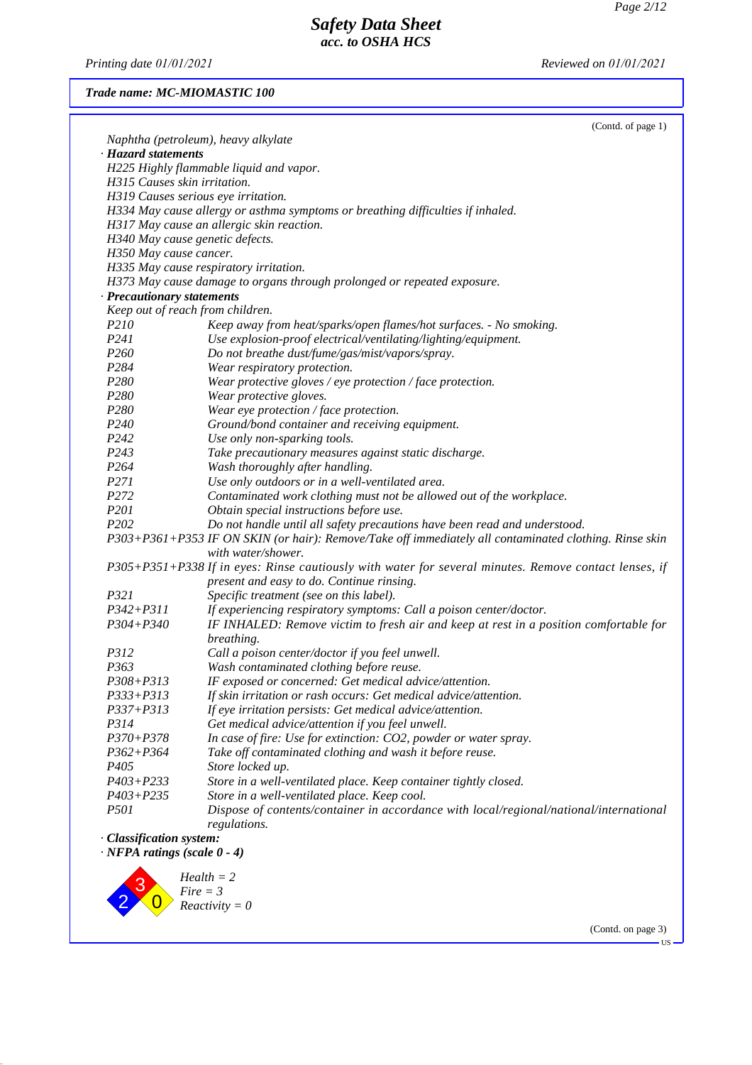# Safety Data Sheet
## acc. to OSHA HCS

*Printing date 01/01/2021* *Reviewed on 01/01/2021*

***Trade name: MC-MIOMASTIC 100***

(Contd. of page 1)

*Naphtha (petroleum), heavy alkylate*

· ***Hazard statements***

*H225 Highly flammable liquid and vapor.*
*H315 Causes skin irritation.*
*H319 Causes serious eye irritation.*
*H334 May cause allergy or asthma symptoms or breathing difficulties if inhaled.*
*H317 May cause an allergic skin reaction.*
*H340 May cause genetic defects.*
*H350 May cause cancer.*
*H335 May cause respiratory irritation.*
*H373 May cause damage to organs through prolonged or repeated exposure.*

· ***Precautionary statements***

*Keep out of reach from children.*

| | |
|---|---|
| *P210* | *Keep away from heat/sparks/open flames/hot surfaces. - No smoking.* |
| *P241* | *Use explosion-proof electrical/ventilating/lighting/equipment.* |
| *P260* | *Do not breathe dust/fume/gas/mist/vapors/spray.* |
| *P284* | *Wear respiratory protection.* |
| *P280* | *Wear protective gloves / eye protection / face protection.* |
| *P280* | *Wear protective gloves.* |
| *P280* | *Wear eye protection / face protection.* |
| *P240* | *Ground/bond container and receiving equipment.* |
| *P242* | *Use only non-sparking tools.* |
| *P243* | *Take precautionary measures against static discharge.* |
| *P264* | *Wash thoroughly after handling.* |
| *P271* | *Use only outdoors or in a well-ventilated area.* |
| *P272* | *Contaminated work clothing must not be allowed out of the workplace.* |
| *P201* | *Obtain special instructions before use.* |
| *P202* | *Do not handle until all safety precautions have been read and understood.* |
| *P303+P361+P353* | *IF ON SKIN (or hair): Remove/Take off immediately all contaminated clothing. Rinse skin with water/shower.* |
| *P305+P351+P338* | *If in eyes: Rinse cautiously with water for several minutes. Remove contact lenses, if present and easy to do. Continue rinsing.* |
| *P321* | *Specific treatment (see on this label).* |
| *P342+P311* | *If experiencing respiratory symptoms: Call a poison center/doctor.* |
| *P304+P340* | *IF INHALED: Remove victim to fresh air and keep at rest in a position comfortable for breathing.* |
| *P312* | *Call a poison center/doctor if you feel unwell.* |
| *P363* | *Wash contaminated clothing before reuse.* |
| *P308+P313* | *IF exposed or concerned: Get medical advice/attention.* |
| *P333+P313* | *If skin irritation or rash occurs: Get medical advice/attention.* |
| *P337+P313* | *If eye irritation persists: Get medical advice/attention.* |
| *P314* | *Get medical advice/attention if you feel unwell.* |
| *P370+P378* | *In case of fire: Use for extinction: CO2, powder or water spray.* |
| *P362+P364* | *Take off contaminated clothing and wash it before reuse.* |
| *P405* | *Store locked up.* |
| *P403+P233* | *Store in a well-ventilated place. Keep container tightly closed.* |
| *P403+P235* | *Store in a well-ventilated place. Keep cool.* |
| *P501* | *Dispose of contents/container in accordance with local/regional/national/international regulations.* |

· ***Classification system:***

· ***NFPA ratings (scale 0 - 4)***

*Health = 2*
*Fire = 3*
*Reactivity = 0*

(Contd. on page 3)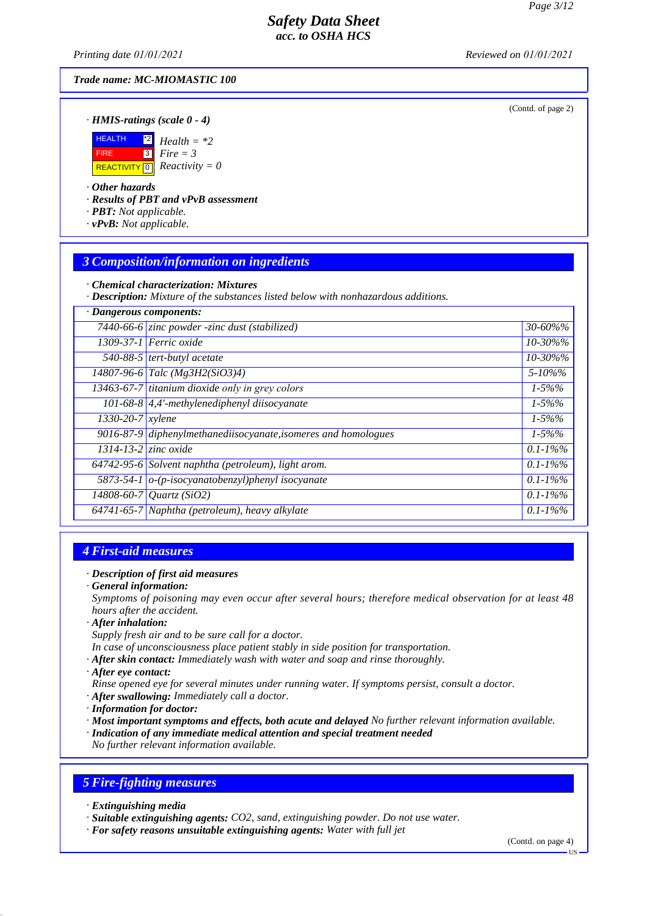(Contd. of page 2)

· **HMIS-ratings (scale 0 - 4)**

| | | |
|---|---|---|
| HEALTH | *2 | *Health = *2* |
| FIRE | 3 | *Fire = 3* |
| REACTIVITY | 0 | *Reactivity = 0* |

· **Other hazards**
· **Results of PBT and vPvB assessment**
· **PBT:** Not applicable.
· **vPvB:** Not applicable.

## 3 Composition/information on ingredients

· **Chemical characterization: Mixtures**
· **Description:** Mixture of the substances listed below with nonhazardous additions.

· **Dangerous components:**

| | | |
|---|---|---|
| 7440-66-6 | zinc powder -zinc dust (stabilized) | 30-60%% |
| 1309-37-1 | Ferric oxide | 10-30%% |
| 540-88-5 | tert-butyl acetate | 10-30%% |
| 14807-96-6 | Talc (Mg3H2(SiO3)4) | 5-10%% |
| 13463-67-7 | titanium dioxide only in grey colors | 1-5%% |
| 101-68-8 | 4,4'-methylenediphenyl diisocyanate | 1-5%% |
| 1330-20-7 | xylene | 1-5%% |
| 9016-87-9 | diphenylmethanediisocyanate,isomeres and homologues | 1-5%% |
| 1314-13-2 | zinc oxide | 0.1-1%% |
| 64742-95-6 | Solvent naphtha (petroleum), light arom. | 0.1-1%% |
| 5873-54-1 | o-(p-isocyanatobenzyl)phenyl isocyanate | 0.1-1%% |
| 14808-60-7 | Quartz (SiO2) | 0.1-1%% |
| 64741-65-7 | Naphtha (petroleum), heavy alkylate | 0.1-1%% |

## 4 First-aid measures

· **Description of first aid measures**
· **General information:**
Symptoms of poisoning may even occur after several hours; therefore medical observation for at least 48 hours after the accident.
· **After inhalation:**
Supply fresh air and to be sure call for a doctor.
In case of unconsciousness place patient stably in side position for transportation.
· **After skin contact:** Immediately wash with water and soap and rinse thoroughly.
· **After eye contact:**
Rinse opened eye for several minutes under running water. If symptoms persist, consult a doctor.
· **After swallowing:** Immediately call a doctor.
· **Information for doctor:**
· **Most important symptoms and effects, both acute and delayed** No further relevant information available.
· **Indication of any immediate medical attention and special treatment needed**
No further relevant information available.

## 5 Fire-fighting measures

· **Extinguishing media**
· **Suitable extinguishing agents:** CO2, sand, extinguishing powder. Do not use water.
· **For safety reasons unsuitable extinguishing agents:** Water with full jet

(Contd. on page 4)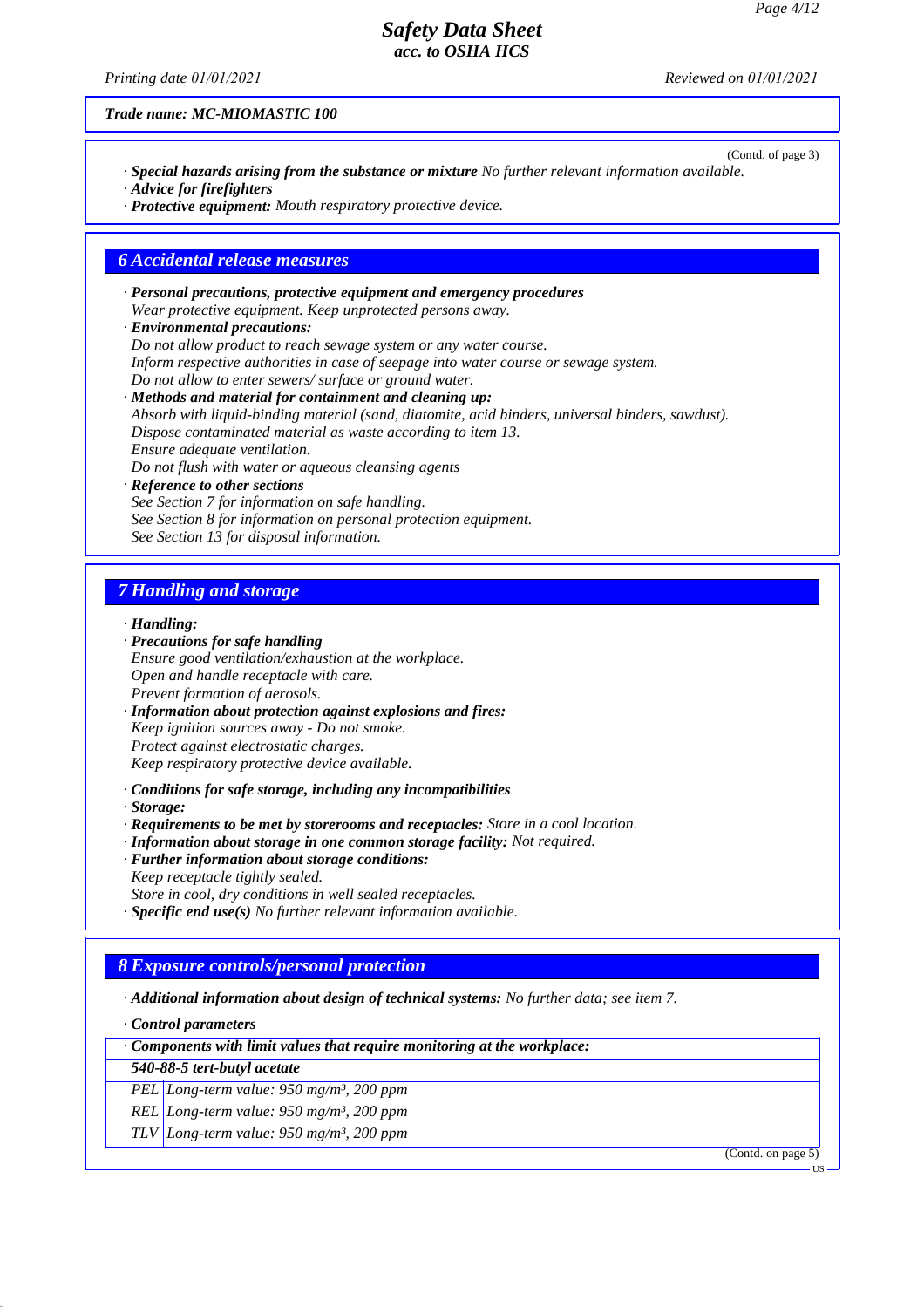Trade name: MC-MIOMASTIC 100

(Contd. of page 3)

· **Special hazards arising from the substance or mixture** No further relevant information available.
· **Advice for firefighters**
· **Protective equipment:** Mouth respiratory protective device.

## 6 Accidental release measures

· **Personal precautions, protective equipment and emergency procedures**
Wear protective equipment. Keep unprotected persons away.
· **Environmental precautions:**
Do not allow product to reach sewage system or any water course.
Inform respective authorities in case of seepage into water course or sewage system.
Do not allow to enter sewers/ surface or ground water.
· **Methods and material for containment and cleaning up:**
Absorb with liquid-binding material (sand, diatomite, acid binders, universal binders, sawdust).
Dispose contaminated material as waste according to item 13.
Ensure adequate ventilation.
Do not flush with water or aqueous cleansing agents
· **Reference to other sections**
See Section 7 for information on safe handling.
See Section 8 for information on personal protection equipment.
See Section 13 for disposal information.

## 7 Handling and storage

· **Handling:**
· **Precautions for safe handling**
Ensure good ventilation/exhaustion at the workplace.
Open and handle receptacle with care.
Prevent formation of aerosols.
· **Information about protection against explosions and fires:**
Keep ignition sources away - Do not smoke.
Protect against electrostatic charges.
Keep respiratory protective device available.

· **Conditions for safe storage, including any incompatibilities**
· **Storage:**
· **Requirements to be met by storerooms and receptacles:** Store in a cool location.
· **Information about storage in one common storage facility:** Not required.
· **Further information about storage conditions:**
Keep receptacle tightly sealed.
Store in cool, dry conditions in well sealed receptacles.
· **Specific end use(s)** No further relevant information available.

## 8 Exposure controls/personal protection

· **Additional information about design of technical systems:** No further data; see item 7.

· **Control parameters**

| · Components with limit values that require monitoring at the workplace: | |
|---|---|
| **540-88-5 tert-butyl acetate** | |
| PEL | Long-term value: 950 mg/m³, 200 ppm |
| REL | Long-term value: 950 mg/m³, 200 ppm |
| TLV | Long-term value: 950 mg/m³, 200 ppm |

(Contd. on page 5)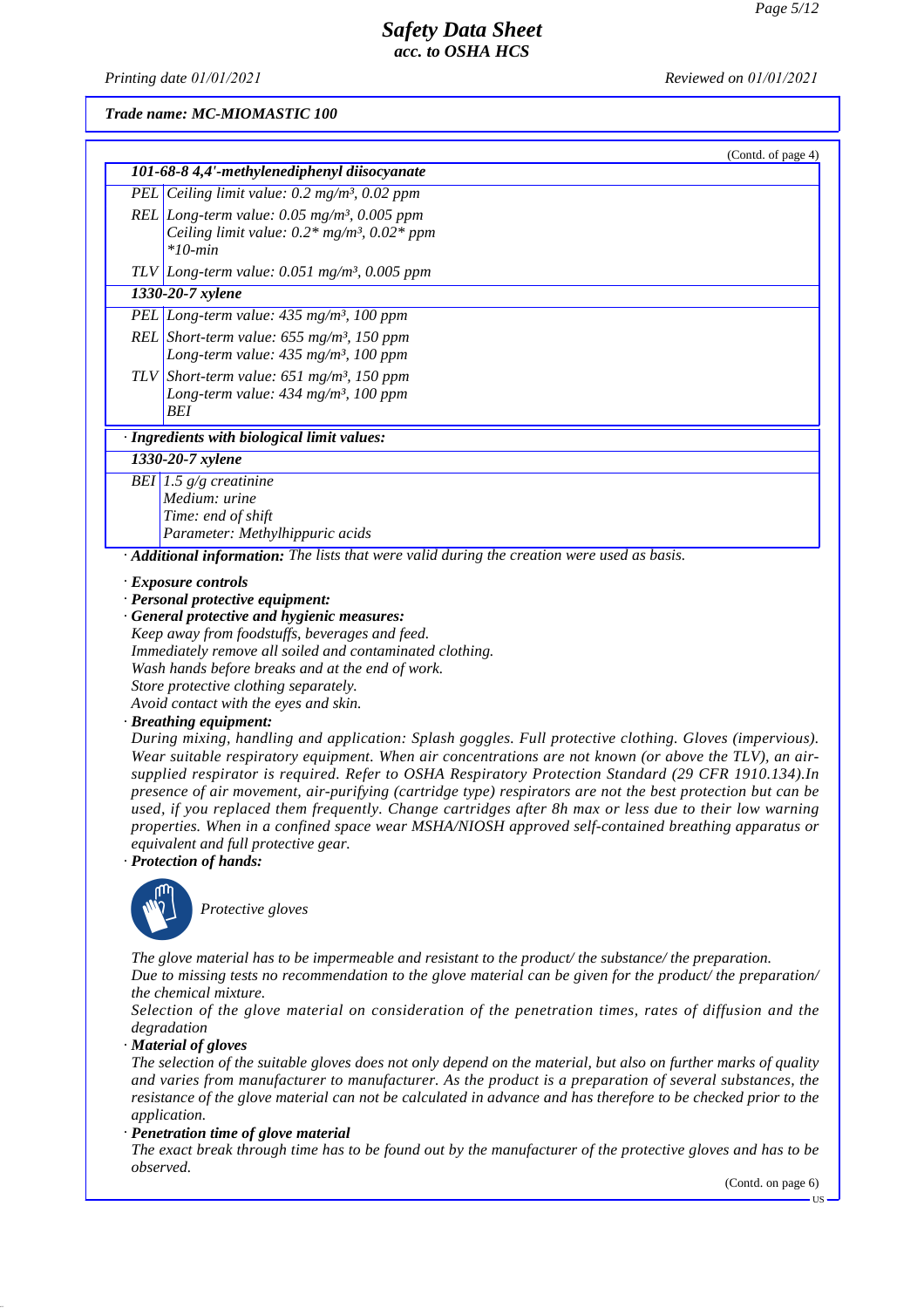*Trade name: MC-MIOMASTIC 100*

(Contd. of page 4)

| **101-68-8 4,4'-methylenediphenyl diisocyanate** | |
|---|---|
| PEL | Ceiling limit value: 0.2 mg/m³, 0.02 ppm |
| REL | Long-term value: 0.05 mg/m³, 0.005 ppm<br>Ceiling limit value: 0.2* mg/m³, 0.02* ppm<br>*10-min |
| TLV | Long-term value: 0.051 mg/m³, 0.005 ppm |
| **1330-20-7 xylene** | |
| PEL | Long-term value: 435 mg/m³, 100 ppm |
| REL | Short-term value: 655 mg/m³, 150 ppm<br>Long-term value: 435 mg/m³, 100 ppm |
| TLV | Short-term value: 651 mg/m³, 150 ppm<br>Long-term value: 434 mg/m³, 100 ppm<br>BEI |

· **Ingredients with biological limit values:**

| **1330-20-7 xylene** | |
|---|---|
| BEI | 1.5 g/g creatinine<br>Medium: urine<br>Time: end of shift<br>Parameter: Methylhippuric acids |

· **Additional information:** The lists that were valid during the creation were used as basis.

· **Exposure controls**
· **Personal protective equipment:**
· **General protective and hygienic measures:**
Keep away from foodstuffs, beverages and feed.
Immediately remove all soiled and contaminated clothing.
Wash hands before breaks and at the end of work.
Store protective clothing separately.
Avoid contact with the eyes and skin.

· **Breathing equipment:**
During mixing, handling and application: Splash goggles. Full protective clothing. Gloves (impervious). Wear suitable respiratory equipment. When air concentrations are not known (or above the TLV), an air-supplied respirator is required. Refer to OSHA Respiratory Protection Standard (29 CFR 1910.134).In presence of air movement, air-purifying (cartridge type) respirators are not the best protection but can be used, if you replaced them frequently. Change cartridges after 8h max or less due to their low warning properties. When in a confined space wear MSHA/NIOSH approved self-contained breathing apparatus or equivalent and full protective gear.

· **Protection of hands:**

Protective gloves

The glove material has to be impermeable and resistant to the product/ the substance/ the preparation.
Due to missing tests no recommendation to the glove material can be given for the product/ the preparation/ the chemical mixture.
Selection of the glove material on consideration of the penetration times, rates of diffusion and the degradation

· **Material of gloves**
The selection of the suitable gloves does not only depend on the material, but also on further marks of quality and varies from manufacturer to manufacturer. As the product is a preparation of several substances, the resistance of the glove material can not be calculated in advance and has therefore to be checked prior to the application.

· **Penetration time of glove material**
The exact break through time has to be found out by the manufacturer of the protective gloves and has to be observed.

(Contd. on page 6)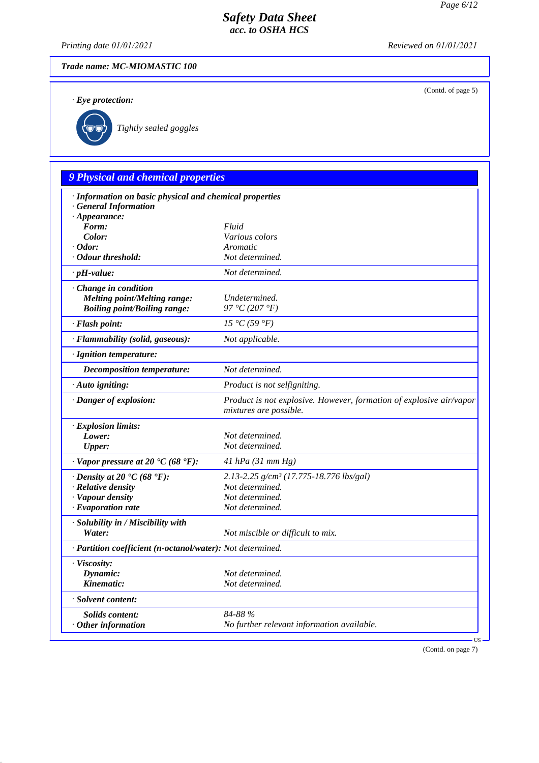Trade name: MC-MIOMASTIC 100

(Contd. of page 5)

· **Eye protection:**

*Tightly sealed goggles*

## 9 Physical and chemical properties

| · **Information on basic physical and chemical properties** | |
|---|---|
| · **General Information** | |
| · **Appearance:** | |
| **Form:** | Fluid |
| **Color:** | Various colors |
| · **Odor:** | Aromatic |
| · **Odour threshold:** | Not determined. |
| · **pH-value:** | Not determined. |
| · **Change in condition** | |
| **Melting point/Melting range:** | Undetermined. |
| **Boiling point/Boiling range:** | 97 °C (207 °F) |
| · **Flash point:** | 15 °C (59 °F) |
| · **Flammability (solid, gaseous):** | Not applicable. |
| · **Ignition temperature:** | |
| **Decomposition temperature:** | Not determined. |
| · **Auto igniting:** | Product is not selfigniting. |
| · **Danger of explosion:** | Product is not explosive. However, formation of explosive air/vapor mixtures are possible. |
| · **Explosion limits:** | |
| **Lower:** | Not determined. |
| **Upper:** | Not determined. |
| · **Vapor pressure at 20 °C (68 °F):** | 41 hPa (31 mm Hg) |
| · **Density at 20 °C (68 °F):** | 2.13-2.25 g/cm³ (17.775-18.776 lbs/gal) |
| · **Relative density** | Not determined. |
| · **Vapour density** | Not determined. |
| · **Evaporation rate** | Not determined. |
| · **Solubility in / Miscibility with** | |
| **Water:** | Not miscible or difficult to mix. |
| · **Partition coefficient (n-octanol/water):** | Not determined. |
| · **Viscosity:** | |
| **Dynamic:** | Not determined. |
| **Kinematic:** | Not determined. |
| · **Solvent content:** | |
| **Solids content:** | 84-88 % |
| · **Other information** | No further relevant information available. |

(Contd. on page 7)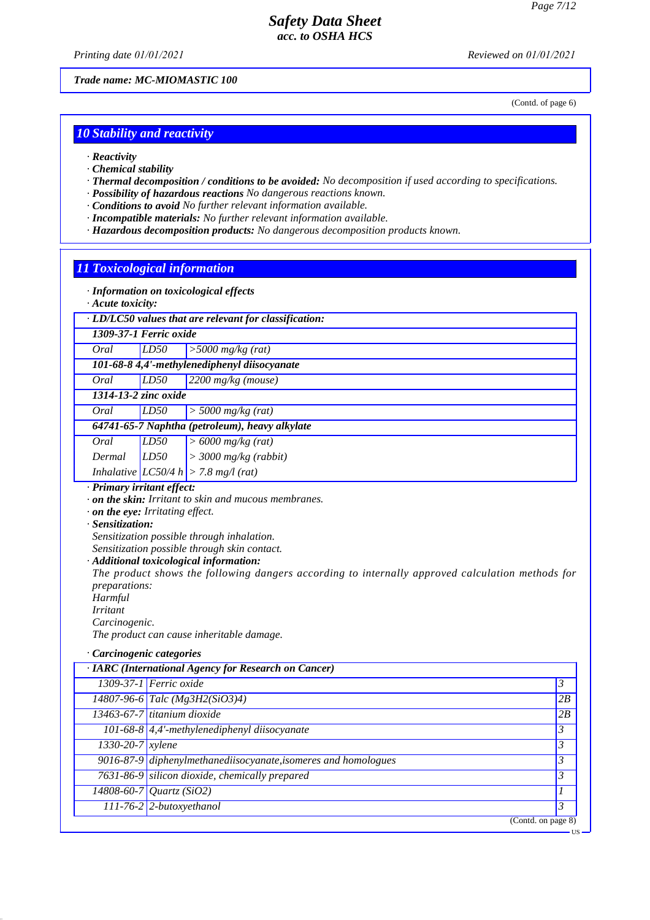*Trade name: MC-MIOMASTIC 100*

(Contd. of page 6)

## 10 Stability and reactivity

- · ***Reactivity***
- · ***Chemical stability***
- · ***Thermal decomposition / conditions to be avoided:*** *No decomposition if used according to specifications.*
- · ***Possibility of hazardous reactions*** *No dangerous reactions known.*
- · ***Conditions to avoid*** *No further relevant information available.*
- · ***Incompatible materials:*** *No further relevant information available.*
- · ***Hazardous decomposition products:*** *No dangerous decomposition products known.*

## 11 Toxicological information

- · ***Information on toxicological effects***
- · ***Acute toxicity:***

| · LD/LC50 values that are relevant for classification: | | |
|---|---|---|
| **1309-37-1 Ferric oxide** | | |
| Oral | LD50 | >5000 mg/kg (rat) |
| **101-68-8 4,4'-methylenediphenyl diisocyanate** | | |
| Oral | LD50 | 2200 mg/kg (mouse) |
| **1314-13-2 zinc oxide** | | |
| Oral | LD50 | > 5000 mg/kg (rat) |
| **64741-65-7 Naphtha (petroleum), heavy alkylate** | | |
| Oral | LD50 | > 6000 mg/kg (rat) |
| Dermal | LD50 | > 3000 mg/kg (rabbit) |
| Inhalative | LC50/4 h | > 7.8 mg/l (rat) |

- · ***Primary irritant effect:***
- · ***on the skin:*** *Irritant to skin and mucous membranes.*
- · ***on the eye:*** *Irritating effect.*
- · ***Sensitization:***
  *Sensitization possible through inhalation.*
  *Sensitization possible through skin contact.*
- · ***Additional toxicological information:***
  *The product shows the following dangers according to internally approved calculation methods for preparations:*
  *Harmful*
  *Irritant*
  *Carcinogenic.*
  *The product can cause inheritable damage.*

- · ***Carcinogenic categories***

| · IARC (International Agency for Research on Cancer) | | |
|---|---|---|
| 1309-37-1 | Ferric oxide | 3 |
| 14807-96-6 | Talc ($Mg_3H_2(SiO_3)_4$) | 2B |
| 13463-67-7 | titanium dioxide | 2B |
| 101-68-8 | 4,4'-methylenediphenyl diisocyanate | 3 |
| 1330-20-7 | xylene | 3 |
| 9016-87-9 | diphenylmethanediisocyanate,isomeres and homologues | 3 |
| 7631-86-9 | silicon dioxide, chemically prepared | 3 |
| 14808-60-7 | Quartz ($SiO_2$) | 1 |
| 111-76-2 | 2-butoxyethanol | 3 |

(Contd. on page 8)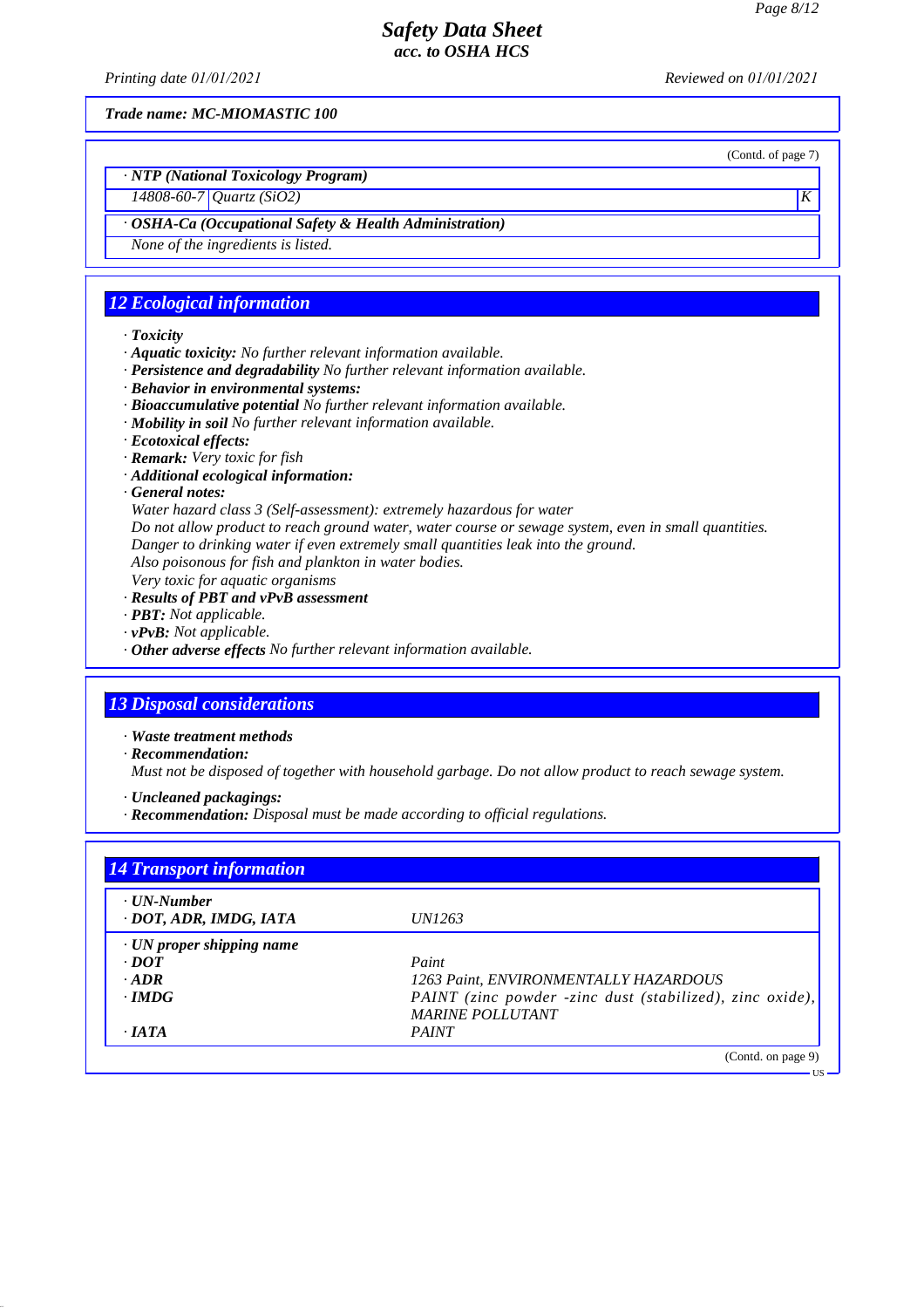Trade name: MC-MIOMASTIC 100

(Contd. of page 7)

· **NTP (National Toxicology Program)**

| 14808-60-7 | Quartz ($SiO_2$) | K |
|---|---|---|

· **OSHA-Ca (Occupational Safety & Health Administration)**

None of the ingredients is listed.

## 12 Ecological information

· **Toxicity**
· **Aquatic toxicity:** No further relevant information available.
· **Persistence and degradability** No further relevant information available.
· **Behavior in environmental systems:**
· **Bioaccumulative potential** No further relevant information available.
· **Mobility in soil** No further relevant information available.
· **Ecotoxical effects:**
· **Remark:** Very toxic for fish
· **Additional ecological information:**
· **General notes:**
Water hazard class 3 (Self-assessment): extremely hazardous for water
Do not allow product to reach ground water, water course or sewage system, even in small quantities.
Danger to drinking water if even extremely small quantities leak into the ground.
Also poisonous for fish and plankton in water bodies.
Very toxic for aquatic organisms
· **Results of PBT and vPvB assessment**
· **PBT:** Not applicable.
· **vPvB:** Not applicable.
· **Other adverse effects** No further relevant information available.

## 13 Disposal considerations

· **Waste treatment methods**
· **Recommendation:**
Must not be disposed of together with household garbage. Do not allow product to reach sewage system.

· **Uncleaned packagings:**
· **Recommendation:** Disposal must be made according to official regulations.

## 14 Transport information

| | |
|---|---|
| · **UN-Number** | |
| · **DOT, ADR, IMDG, IATA** | UN1263 |
| · **UN proper shipping name** | |
| · **DOT** | Paint |
| · **ADR** | 1263 Paint, ENVIRONMENTALLY HAZARDOUS |
| · **IMDG** | PAINT (zinc powder -zinc dust (stabilized), zinc oxide), MARINE POLLUTANT |
| · **IATA** | PAINT |

(Contd. on page 9)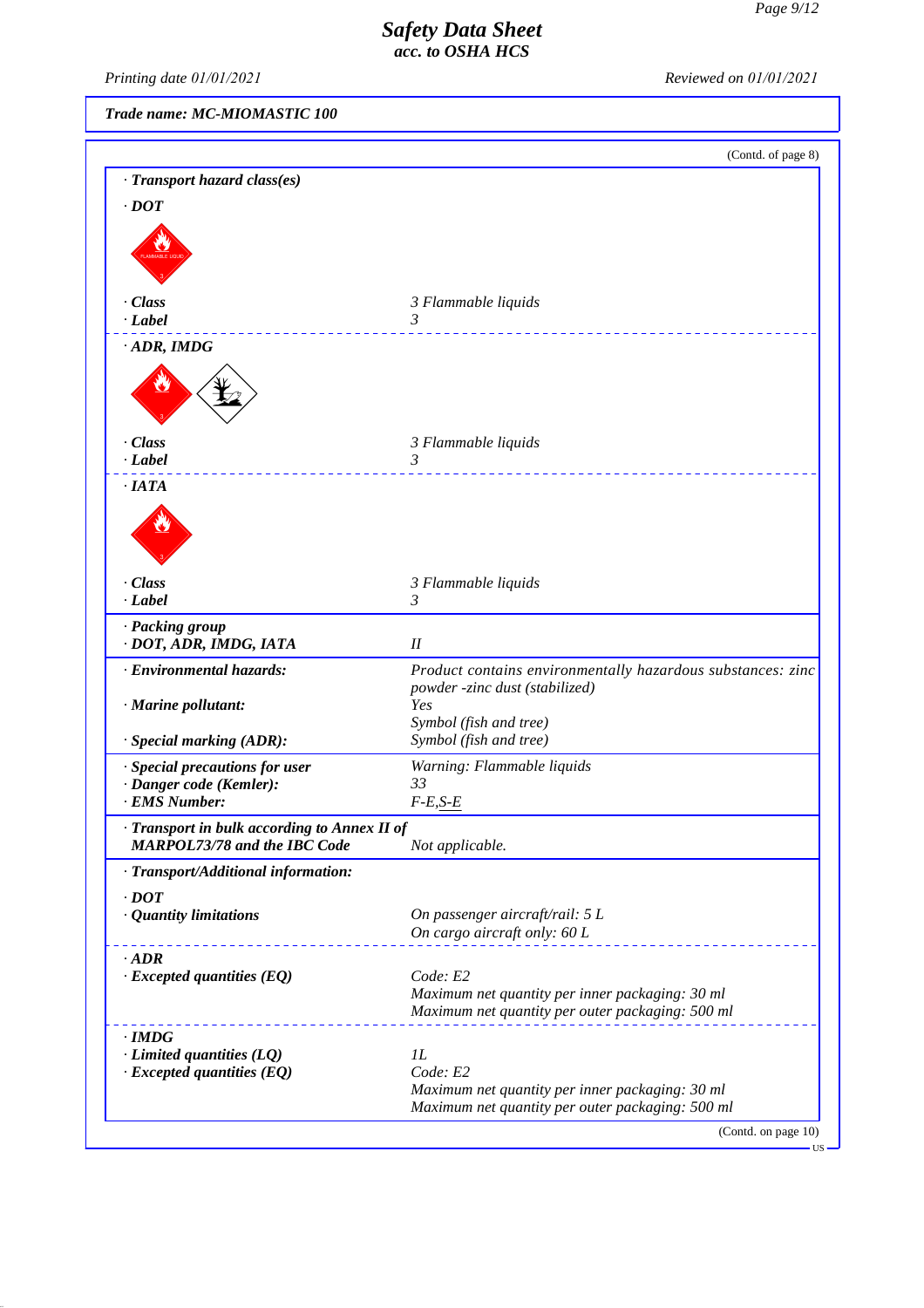# Safety Data Sheet
*acc. to OSHA HCS*

*Printing date 01/01/2021* *Reviewed on 01/01/2021*

**Trade name: MC-MIOMASTIC 100**

(Contd. of page 8)

· **Transport hazard class(es)**

· **DOT**

| | |
|---|---|
| · **Class** | 3 Flammable liquids |
| · **Label** | 3 |

· **ADR, IMDG**

| | |
|---|---|
| · **Class** | 3 Flammable liquids |
| · **Label** | 3 |

· **IATA**

| | |
|---|---|
| · **Class** | 3 Flammable liquids |
| · **Label** | 3 |

| | |
|---|---|
| · **Packing group** · **DOT, ADR, IMDG, IATA** | II |
| · **Environmental hazards:** | Product contains environmentally hazardous substances: zinc powder -zinc dust (stabilized) |
| · **Marine pollutant:** | Yes<br>Symbol (fish and tree) |
| · **Special marking (ADR):** | Symbol (fish and tree) |
| · **Special precautions for user** | Warning: Flammable liquids |
| · **Danger code (Kemler):** | 33 |
| · **EMS Number:** | F-E,S-E |
| · **Transport in bulk according to Annex II of MARPOL73/78 and the IBC Code** | Not applicable. |

· **Transport/Additional information:**

| | |
|---|---|
| · **DOT** | |
| · **Quantity limitations** | On passenger aircraft/rail: 5 L<br>On cargo aircraft only: 60 L |
| · **ADR** | |
| · **Excepted quantities (EQ)** | Code: E2<br>Maximum net quantity per inner packaging: 30 ml<br>Maximum net quantity per outer packaging: 500 ml |
| · **IMDG** | |
| · **Limited quantities (LQ)** | 1L |
| · **Excepted quantities (EQ)** | Code: E2<br>Maximum net quantity per inner packaging: 30 ml<br>Maximum net quantity per outer packaging: 500 ml |

(Contd. on page 10)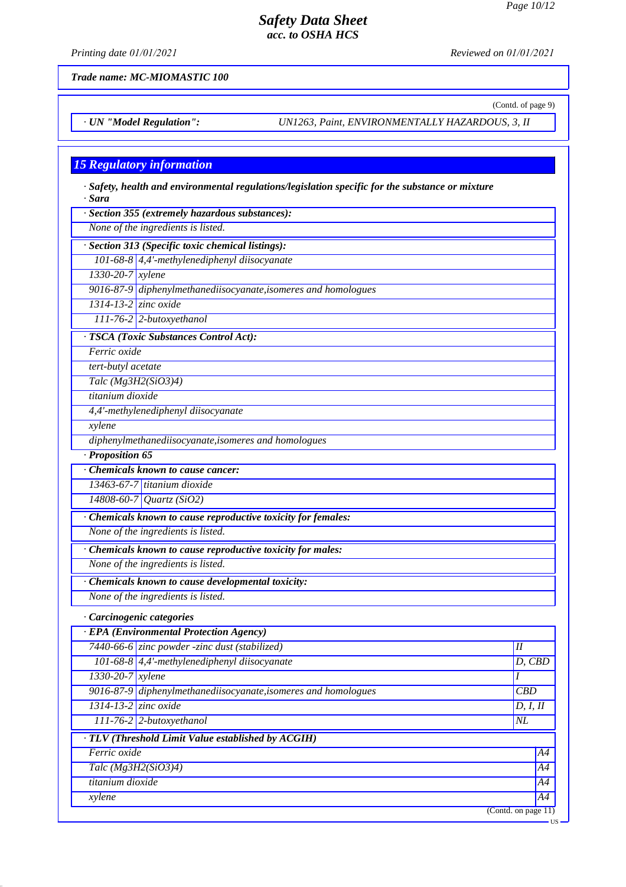*Trade name: MC-MIOMASTIC 100*

(Contd. of page 9)

· **UN "Model Regulation":** UN1263, Paint, ENVIRONMENTALLY HAZARDOUS, 3, II

## 15 Regulatory information

· **Safety, health and environmental regulations/legislation specific for the substance or mixture**
· **Sara**

· **Section 355 (extremely hazardous substances):**
None of the ingredients is listed.

· **Section 313 (Specific toxic chemical listings):**

| | |
|---|---|
| 101-68-8 | 4,4'-methylenediphenyl diisocyanate |
| 1330-20-7 | xylene |
| 9016-87-9 | diphenylmethanediisocyanate,isomeres and homologues |
| 1314-13-2 | zinc oxide |
| 111-76-2 | 2-butoxyethanol |

· **TSCA (Toxic Substances Control Act):**

Ferric oxide
tert-butyl acetate
Talc ($Mg_3H_2(SiO_3)_4$)
titanium dioxide
4,4'-methylenediphenyl diisocyanate
xylene
diphenylmethanediisocyanate,isomeres and homologues

· **Proposition 65**

· **Chemicals known to cause cancer:**

| | |
|---|---|
| 13463-67-7 | titanium dioxide |
| 14808-60-7 | Quartz ($SiO_2$) |

· **Chemicals known to cause reproductive toxicity for females:**
None of the ingredients is listed.

· **Chemicals known to cause reproductive toxicity for males:**
None of the ingredients is listed.

· **Chemicals known to cause developmental toxicity:**
None of the ingredients is listed.

· **Carcinogenic categories**

· **EPA (Environmental Protection Agency)**

| | | |
|---|---|---|
| 7440-66-6 | zinc powder -zinc dust (stabilized) | II |
| 101-68-8 | 4,4'-methylenediphenyl diisocyanate | D, CBD |
| 1330-20-7 | xylene | I |
| 9016-87-9 | diphenylmethanediisocyanate,isomeres and homologues | CBD |
| 1314-13-2 | zinc oxide | D, I, II |
| 111-76-2 | 2-butoxyethanol | NL |

· **TLV (Threshold Limit Value established by ACGIH)**

| | |
|---|---|
| Ferric oxide | A4 |
| Talc ($Mg_3H_2(SiO_3)_4$) | A4 |
| titanium dioxide | A4 |
| xylene | A4 |

(Contd. on page 11)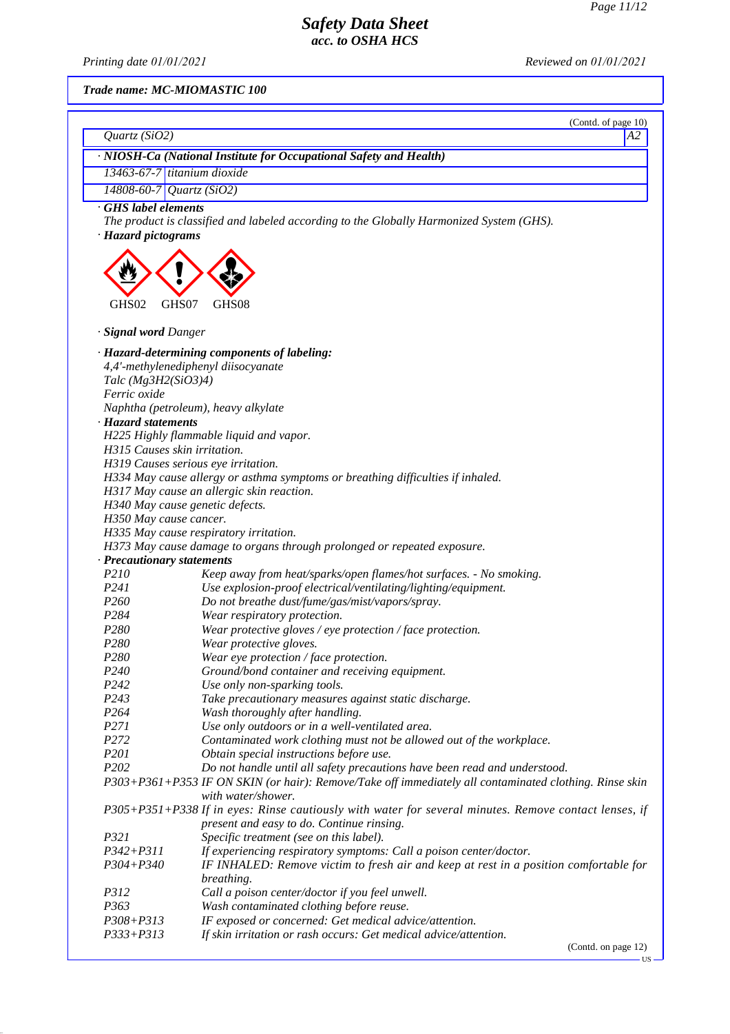**Safety Data Sheet**
*acc. to OSHA HCS*

*Printing date 01/01/2021* *Reviewed on 01/01/2021*

***Trade name: MC-MIOMASTIC 100***

(Contd. of page 10)

| Quartz (SiO2) | A2 |
|---|---|

**· NIOSH-Ca (National Institute for Occupational Safety and Health)**

| | |
|---|---|
| 13463-67-7 | titanium dioxide |
| 14808-60-7 | Quartz (SiO2) |

**· GHS label elements**

*The product is classified and labeled according to the Globally Harmonized System (GHS).*

**· Hazard pictograms**

GHS02 GHS07 GHS08

**· Signal word** *Danger*

**· Hazard-determining components of labeling:**

*4,4'-methylenediphenyl diisocyanate*
*Talc (Mg3H2(SiO3)4)*
*Ferric oxide*
*Naphtha (petroleum), heavy alkylate*

**· Hazard statements**

*H225 Highly flammable liquid and vapor.*
*H315 Causes skin irritation.*
*H319 Causes serious eye irritation.*
*H334 May cause allergy or asthma symptoms or breathing difficulties if inhaled.*
*H317 May cause an allergic skin reaction.*
*H340 May cause genetic defects.*
*H350 May cause cancer.*
*H335 May cause respiratory irritation.*
*H373 May cause damage to organs through prolonged or repeated exposure.*

**· Precautionary statements**

| | |
|---|---|
| P210 | Keep away from heat/sparks/open flames/hot surfaces. - No smoking. |
| P241 | Use explosion-proof electrical/ventilating/lighting/equipment. |
| P260 | Do not breathe dust/fume/gas/mist/vapors/spray. |
| P284 | Wear respiratory protection. |
| P280 | Wear protective gloves / eye protection / face protection. |
| P280 | Wear protective gloves. |
| P280 | Wear eye protection / face protection. |
| P240 | Ground/bond container and receiving equipment. |
| P242 | Use only non-sparking tools. |
| P243 | Take precautionary measures against static discharge. |
| P264 | Wash thoroughly after handling. |
| P271 | Use only outdoors or in a well-ventilated area. |
| P272 | Contaminated work clothing must not be allowed out of the workplace. |
| P201 | Obtain special instructions before use. |
| P202 | Do not handle until all safety precautions have been read and understood. |
| P303+P361+P353 | IF ON SKIN (or hair): Remove/Take off immediately all contaminated clothing. Rinse skin with water/shower. |
| P305+P351+P338 | If in eyes: Rinse cautiously with water for several minutes. Remove contact lenses, if present and easy to do. Continue rinsing. |
| P321 | Specific treatment (see on this label). |
| P342+P311 | If experiencing respiratory symptoms: Call a poison center/doctor. |
| P304+P340 | IF INHALED: Remove victim to fresh air and keep at rest in a position comfortable for breathing. |
| P312 | Call a poison center/doctor if you feel unwell. |
| P363 | Wash contaminated clothing before reuse. |
| P308+P313 | IF exposed or concerned: Get medical advice/attention. |
| P333+P313 | If skin irritation or rash occurs: Get medical advice/attention. |

(Contd. on page 12)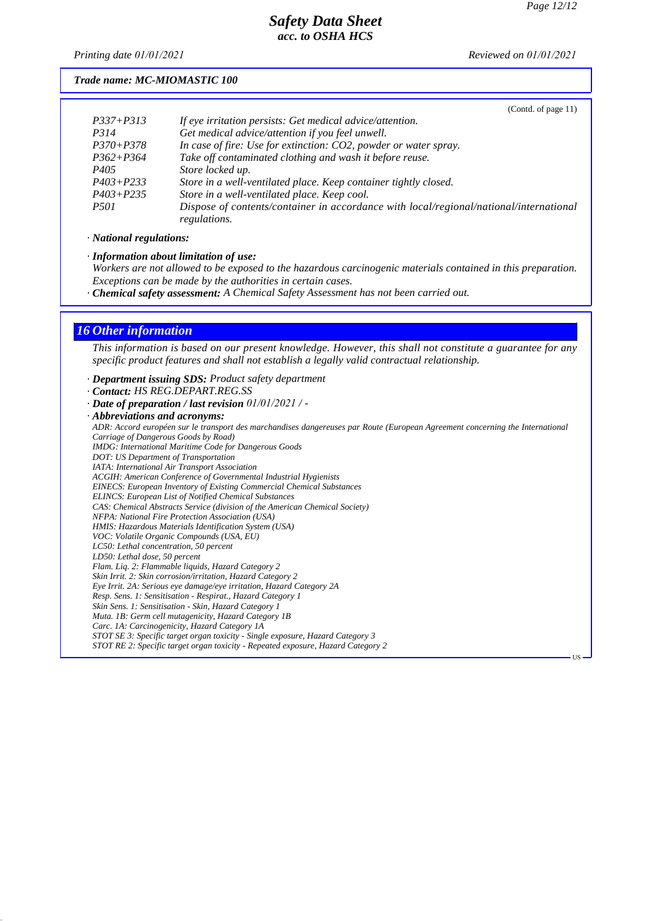(Contd. of page 11)

| | |
|---|---|
| P337+P313 | If eye irritation persists: Get medical advice/attention. |
| P314 | Get medical advice/attention if you feel unwell. |
| P370+P378 | In case of fire: Use for extinction: CO2, powder or water spray. |
| P362+P364 | Take off contaminated clothing and wash it before reuse. |
| P405 | Store locked up. |
| P403+P233 | Store in a well-ventilated place. Keep container tightly closed. |
| P403+P235 | Store in a well-ventilated place. Keep cool. |
| P501 | Dispose of contents/container in accordance with local/regional/national/international regulations. |

· **National regulations:**

· **Information about limitation of use:**
Workers are not allowed to be exposed to the hazardous carcinogenic materials contained in this preparation. Exceptions can be made by the authorities in certain cases.

· **Chemical safety assessment:** A Chemical Safety Assessment has not been carried out.

## 16 Other information

This information is based on our present knowledge. However, this shall not constitute a guarantee for any specific product features and shall not establish a legally valid contractual relationship.

· **Department issuing SDS:** Product safety department
· **Contact:** HS REG.DEPART.REG.SS
· **Date of preparation / last revision** 01/01/2021 / -
· **Abbreviations and acronyms:**
ADR: Accord européen sur le transport des marchandises dangereuses par Route (European Agreement concerning the International Carriage of Dangerous Goods by Road)
IMDG: International Maritime Code for Dangerous Goods
DOT: US Department of Transportation
IATA: International Air Transport Association
ACGIH: American Conference of Governmental Industrial Hygienists
EINECS: European Inventory of Existing Commercial Chemical Substances
ELINCS: European List of Notified Chemical Substances
CAS: Chemical Abstracts Service (division of the American Chemical Society)
NFPA: National Fire Protection Association (USA)
HMIS: Hazardous Materials Identification System (USA)
VOC: Volatile Organic Compounds (USA, EU)
LC50: Lethal concentration, 50 percent
LD50: Lethal dose, 50 percent
Flam. Liq. 2: Flammable liquids, Hazard Category 2
Skin Irrit. 2: Skin corrosion/irritation, Hazard Category 2
Eye Irrit. 2A: Serious eye damage/eye irritation, Hazard Category 2A
Resp. Sens. 1: Sensitisation - Respirat., Hazard Category 1
Skin Sens. 1: Sensitisation - Skin, Hazard Category 1
Muta. 1B: Germ cell mutagenicity, Hazard Category 1B
Carc. 1A: Carcinogenicity, Hazard Category 1A
STOT SE 3: Specific target organ toxicity - Single exposure, Hazard Category 3
STOT RE 2: Specific target organ toxicity - Repeated exposure, Hazard Category 2